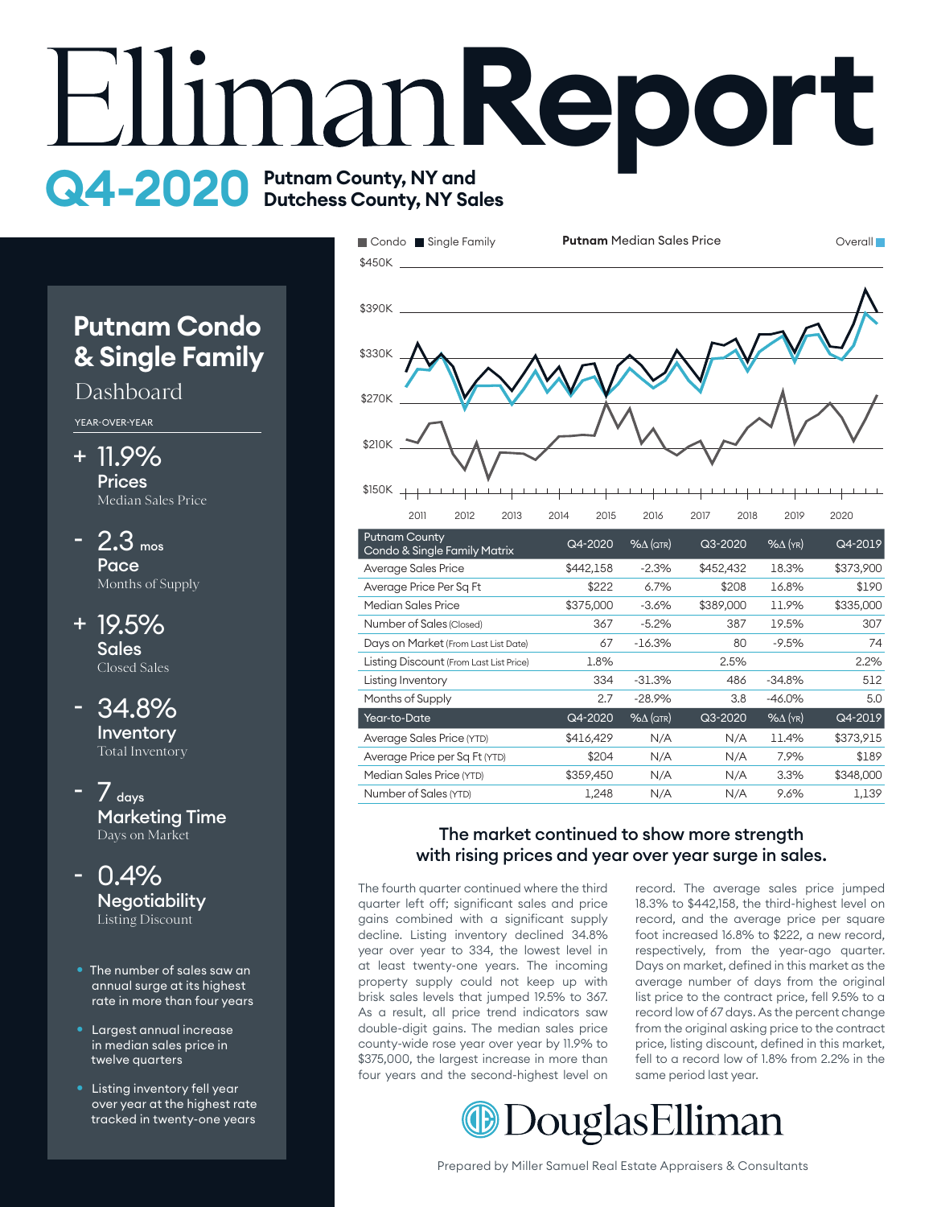# Elliman Report

## Q4-2020 Putnam County, NY and Dutchess County, NY Sales

## Putnam Condo & Single Family

### Dashboard

YEAR-OVER-YEAR

- **+ 11.9%** — **Prices** — Median Sales Price
- **- 2.3 mos** — **Pace** — Months of Supply
- **+ 19.5%** — **Sales** — Closed Sales
- **- 34.8%** — **Inventory** — Total Inventory
- **- 7 days** — **Marketing Time** — Days on Market
- **- 0.4%** — **Negotiability** — Listing Discount

- The number of sales saw an annual surge at its highest rate in more than four years
- Largest annual increase in median sales price in twelve quarters
- Listing inventory fell year over year at the highest rate tracked in twenty-one years

**Putnam** Median Sales Price

Condo ■ Single Family ■ Overall ■

| Putnam County Condo & Single Family Matrix | Q4-2020 | %Δ (QTR) | Q3-2020 | %Δ (YR) | Q4-2019 |
|---|---|---|---|---|---|
| Average Sales Price | $442,158 | -2.3% | $452,432 | 18.3% | $373,900 |
| Average Price Per Sq Ft | $222 | 6.7% | $208 | 16.8% | $190 |
| Median Sales Price | $375,000 | -3.6% | $389,000 | 11.9% | $335,000 |
| Number of Sales (Closed) | 367 | -5.2% | 387 | 19.5% | 307 |
| Days on Market (From Last List Date) | 67 | -16.3% | 80 | -9.5% | 74 |
| Listing Discount (From Last List Price) | 1.8% | | 2.5% | | 2.2% |
| Listing Inventory | 334 | -31.3% | 486 | -34.8% | 512 |
| Months of Supply | 2.7 | -28.9% | 3.8 | -46.0% | 5.0 |
| **Year-to-Date** | **Q4-2020** | **%Δ (QTR)** | **Q3-2020** | **%Δ (YR)** | **Q4-2019** |
| Average Sales Price (YTD) | $416,429 | N/A | N/A | 11.4% | $373,915 |
| Average Price per Sq Ft (YTD) | $204 | N/A | N/A | 7.9% | $189 |
| Median Sales Price (YTD) | $359,450 | N/A | N/A | 3.3% | $348,000 |
| Number of Sales (YTD) | 1,248 | N/A | N/A | 9.6% | 1,139 |

### The market continued to show more strength with rising prices and year over year surge in sales.

The fourth quarter continued where the third quarter left off; significant sales and price gains combined with a significant supply decline. Listing inventory declined 34.8% year over year to 334, the lowest level in at least twenty-one years. The incoming property supply could not keep up with brisk sales levels that jumped 19.5% to 367. As a result, all price trend indicators saw double-digit gains. The median sales price county-wide rose year over year by 11.9% to $375,000, the largest increase in more than four years and the second-highest level on record. The average sales price jumped 18.3% to $442,158, the third-highest level on record, and the average price per square foot increased 16.8% to $222, a new record, respectively, from the year-ago quarter. Days on market, defined in this market as the average number of days from the original list price to the contract price, fell 9.5% to a record low of 67 days. As the percent change from the original asking price to the contract price, listing discount, defined in this market, fell to a record low of 1.8% from 2.2% in the same period last year.

DouglasElliman

Prepared by Miller Samuel Real Estate Appraisers & Consultants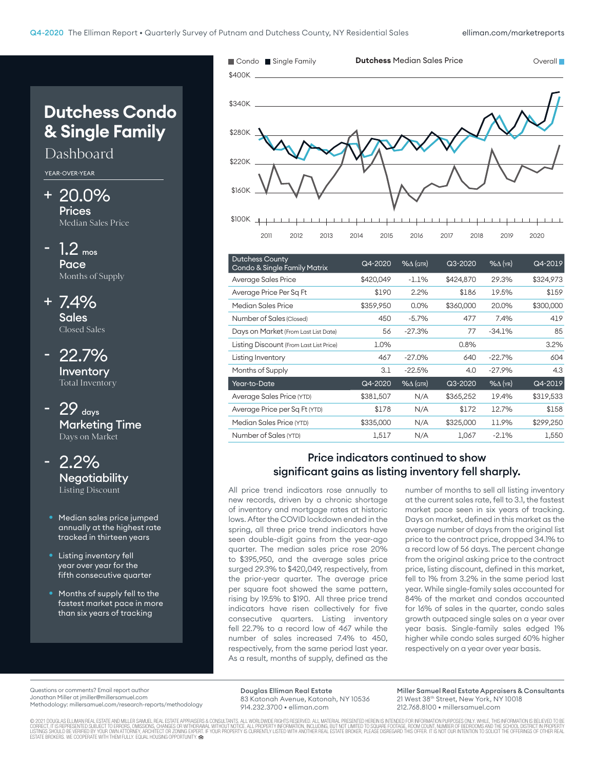# Dutchess Condo & Single Family

## Dashboard

YEAR-OVER-YEAR

**+ 20.0%**
**Prices**
Median Sales Price

**- 1.2 mos**
**Pace**
Months of Supply

**+ 7.4%**
**Sales**
Closed Sales

**- 22.7%**
**Inventory**
Total Inventory

**- 29 days**
**Marketing Time**
Days on Market

**- 2.2%**
**Negotiability**
Listing Discount

- Median sales price jumped annually at the highest rate tracked in thirteen years
- Listing inventory fell year over year for the fifth consecutive quarter
- Months of supply fell to the fastest market pace in more than six years of tracking

Condo ■ Single Family ■ **Dutchess** Median Sales Price Overall ■

$400K
$340K
$280K
$220K
$160K
$100K

2011 2012 2013 2014 2015 2016 2017 2018 2019 2020

| Dutchess County Condo & Single Family Matrix | Q4-2020 | %Δ (QTR) | Q3-2020 | %Δ (YR) | Q4-2019 |
|---|---|---|---|---|---|
| Average Sales Price | $420,049 | -1.1% | $424,870 | 29.3% | $324,973 |
| Average Price Per Sq Ft | $190 | 2.2% | $186 | 19.5% | $159 |
| Median Sales Price | $359,950 | 0.0% | $360,000 | 20.0% | $300,000 |
| Number of Sales (Closed) | 450 | -5.7% | 477 | 7.4% | 419 |
| Days on Market (From Last List Date) | 56 | -27.3% | 77 | -34.1% | 85 |
| Listing Discount (From Last List Price) | 1.0% | | 0.8% | | 3.2% |
| Listing Inventory | 467 | -27.0% | 640 | -22.7% | 604 |
| Months of Supply | 3.1 | -22.5% | 4.0 | -27.9% | 4.3 |
| **Year-to-Date** | **Q4-2020** | **%Δ (QTR)** | **Q3-2020** | **%Δ (YR)** | **Q4-2019** |
| Average Sales Price (YTD) | $381,507 | N/A | $365,252 | 19.4% | $319,533 |
| Average Price per Sq Ft (YTD) | $178 | N/A | $172 | 12.7% | $158 |
| Median Sales Price (YTD) | $335,000 | N/A | $325,000 | 11.9% | $299,250 |
| Number of Sales (YTD) | 1,517 | N/A | 1,067 | -2.1% | 1,550 |

## Price indicators continued to show significant gains as listing inventory fell sharply.

All price trend indicators rose annually to new records, driven by a chronic shortage of inventory and mortgage rates at historic lows. After the COVID lockdown ended in the spring, all three price trend indicators have seen double-digit gains from the year-ago quarter. The median sales price rose 20% to $395,950, and the average sales price surged 29.3% to $420,049, respectively, from the prior-year quarter. The average price per square foot showed the same pattern, rising by 19.5% to $190. All three price trend indicators have risen collectively for five consecutive quarters. Listing inventory fell 22.7% to a record low of 467 while the number of sales increased 7.4% to 450, respectively, from the same period last year. As a result, months of supply, defined as the number of months to sell all listing inventory at the current sales rate, fell to 3.1, the fastest market pace seen in six years of tracking. Days on market, defined in this market as the average number of days from the original list price to the contract price, dropped 34.1% to a record low of 56 days. The percent change from the original asking price to the contract price, listing discount, defined in this market, fell to 1% from 3.2% in the same period last year. While single-family sales accounted for 84% of the market and condos accounted for 16% of sales in the quarter, condo sales growth outpaced single sales on a year over year basis. Single-family sales edged 1% higher while condo sales surged 60% higher respectively on a year over year basis.

Questions or comments? Email report author Jonathan Miller at jmiller@millersamuel.com
Methodology: millersamuel.com/research-reports/methodology

**Douglas Elliman Real Estate**
83 Katonah Avenue, Katonah, NY 10536
914.232.3700 • elliman.com

**Miller Samuel Real Estate Appraisers & Consultants**
21 West 38th Street, New York, NY 10018
212.768.8100 • millersamuel.com

© 2021 DOUGLAS ELLIMAN REAL ESTATE AND MILLER SAMUEL REAL ESTATE APPRAISERS & CONSULTANTS. ALL WORLDWIDE RIGHTS RESERVED. ALL MATERIAL PRESENTED HEREIN IS INTENDED FOR INFORMATION PURPOSES ONLY. WHILE, THIS INFORMATION IS BELIEVED TO BE CORRECT, IT IS REPRESENTED SUBJECT TO ERRORS, OMISSIONS, CHANGES OR WITHDRAWAL WITHOUT NOTICE. ALL PROPERTY INFORMATION, INCLUDING, BUT NOT LIMITED TO SQUARE FOOTAGE, ROOM COUNT, NUMBER OF BEDROOMS AND THE SCHOOL DISTRICT IN PROPERTY LISTINGS SHOULD BE VERIFIED BY YOUR OWN ATTORNEY, ARCHITECT OR ZONING EXPERT. IF YOUR PROPERTY IS CURRENTLY LISTED WITH ANOTHER REAL ESTATE BROKER, PLEASE DISREGARD THIS OFFER. IT IS NOT OUR INTENTION TO SOLICIT THE OFFERINGS OF OTHER REAL ESTATE BROKERS. WE COOPERATE WITH THEM FULLY. EQUAL HOUSING OPPORTUNITY.